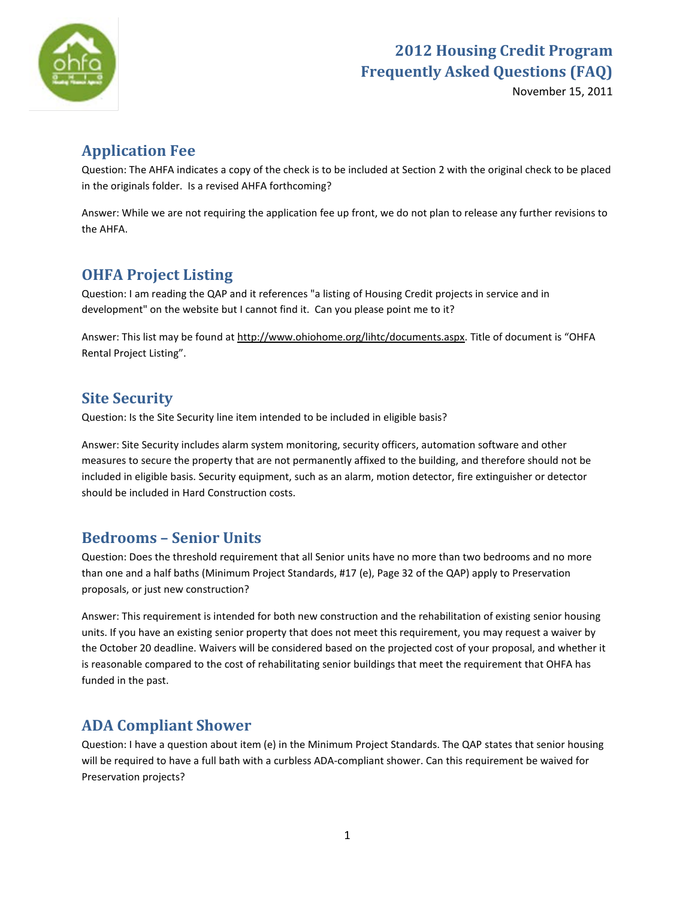# 2012 Housing Credit Program Frequently Asked Questions (FAQ)

November 15, 2011

## Application Fee

Question: The AHFA indicates a copy of the check is to be included at Section 2 with the original check to be placed in the originals folder. Is a revised AHFA forthcoming?

Answer: While we are not requiring the application fee up front, we do not plan to release any further revisions to the AHFA.

## OHFA Project Listing

Question: I am reading the QAP and it references "a listing of Housing Credit projects in service and in development" on the website but I cannot find it. Can you please point me to it?

Answer: This list may be found at http://www.ohiohome.org/lihtc/documents.aspx. Title of document is "OHFA Rental Project Listing".

## Site Security

Question: Is the Site Security line item intended to be included in eligible basis?

Answer: Site Security includes alarm system monitoring, security officers, automation software and other measures to secure the property that are not permanently affixed to the building, and therefore should not be included in eligible basis. Security equipment, such as an alarm, motion detector, fire extinguisher or detector should be included in Hard Construction costs.

## Bedrooms – Senior Units

Question: Does the threshold requirement that all Senior units have no more than two bedrooms and no more than one and a half baths (Minimum Project Standards, #17 (e), Page 32 of the QAP) apply to Preservation proposals, or just new construction?

Answer: This requirement is intended for both new construction and the rehabilitation of existing senior housing units. If you have an existing senior property that does not meet this requirement, you may request a waiver by the October 20 deadline. Waivers will be considered based on the projected cost of your proposal, and whether it is reasonable compared to the cost of rehabilitating senior buildings that meet the requirement that OHFA has funded in the past.

## ADA Compliant Shower

Question: I have a question about item (e) in the Minimum Project Standards. The QAP states that senior housing will be required to have a full bath with a curbless ADA-compliant shower. Can this requirement be waived for Preservation projects?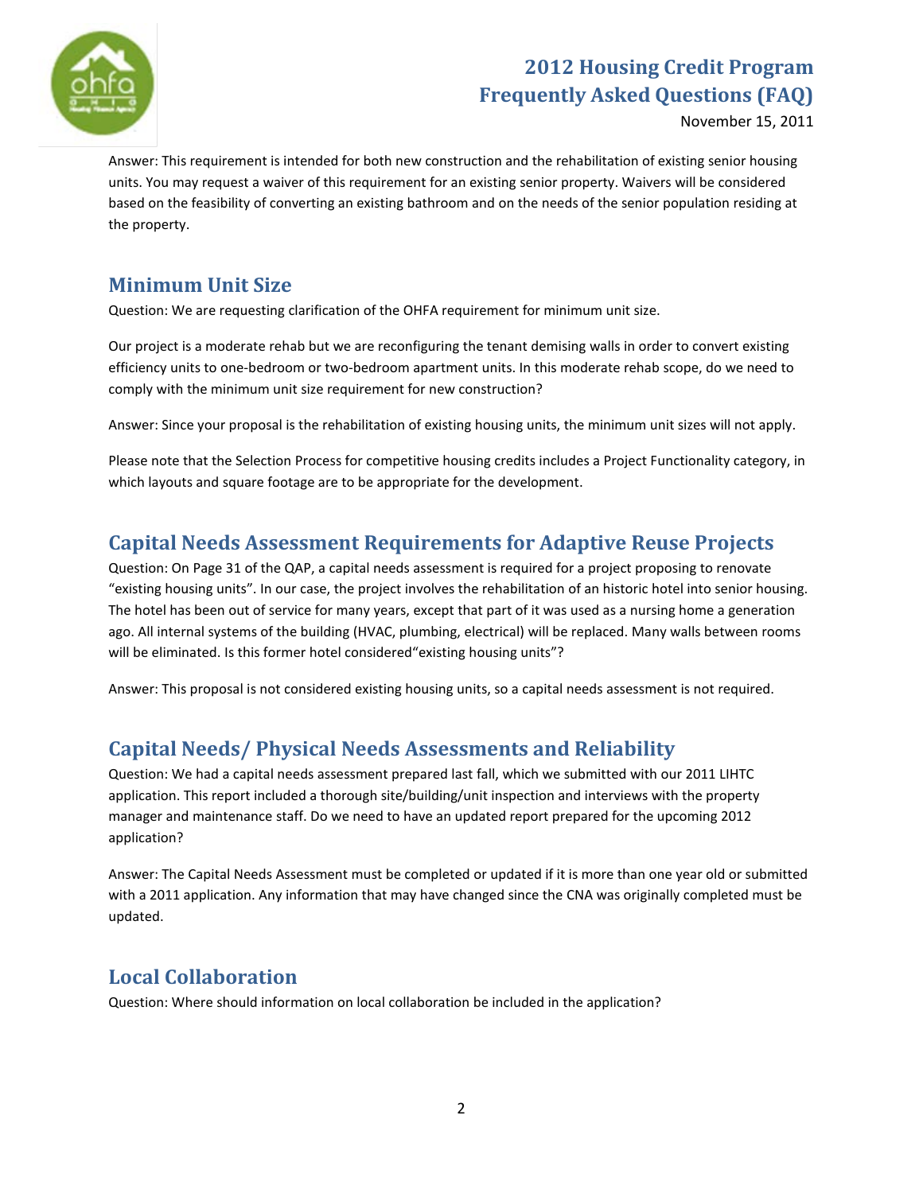Answer: This requirement is intended for both new construction and the rehabilitation of existing senior housing units. You may request a waiver of this requirement for an existing senior property. Waivers will be considered based on the feasibility of converting an existing bathroom and on the needs of the senior population residing at the property.

## Minimum Unit Size

Question: We are requesting clarification of the OHFA requirement for minimum unit size.

Our project is a moderate rehab but we are reconfiguring the tenant demising walls in order to convert existing efficiency units to one-bedroom or two-bedroom apartment units. In this moderate rehab scope, do we need to comply with the minimum unit size requirement for new construction?

Answer: Since your proposal is the rehabilitation of existing housing units, the minimum unit sizes will not apply.

Please note that the Selection Process for competitive housing credits includes a Project Functionality category, in which layouts and square footage are to be appropriate for the development.

## Capital Needs Assessment Requirements for Adaptive Reuse Projects

Question: On Page 31 of the QAP, a capital needs assessment is required for a project proposing to renovate "existing housing units". In our case, the project involves the rehabilitation of an historic hotel into senior housing. The hotel has been out of service for many years, except that part of it was used as a nursing home a generation ago. All internal systems of the building (HVAC, plumbing, electrical) will be replaced. Many walls between rooms will be eliminated. Is this former hotel considered"existing housing units"?

Answer: This proposal is not considered existing housing units, so a capital needs assessment is not required.

## Capital Needs/ Physical Needs Assessments and Reliability

Question: We had a capital needs assessment prepared last fall, which we submitted with our 2011 LIHTC application. This report included a thorough site/building/unit inspection and interviews with the property manager and maintenance staff. Do we need to have an updated report prepared for the upcoming 2012 application?

Answer: The Capital Needs Assessment must be completed or updated if it is more than one year old or submitted with a 2011 application. Any information that may have changed since the CNA was originally completed must be updated.

## Local Collaboration

Question: Where should information on local collaboration be included in the application?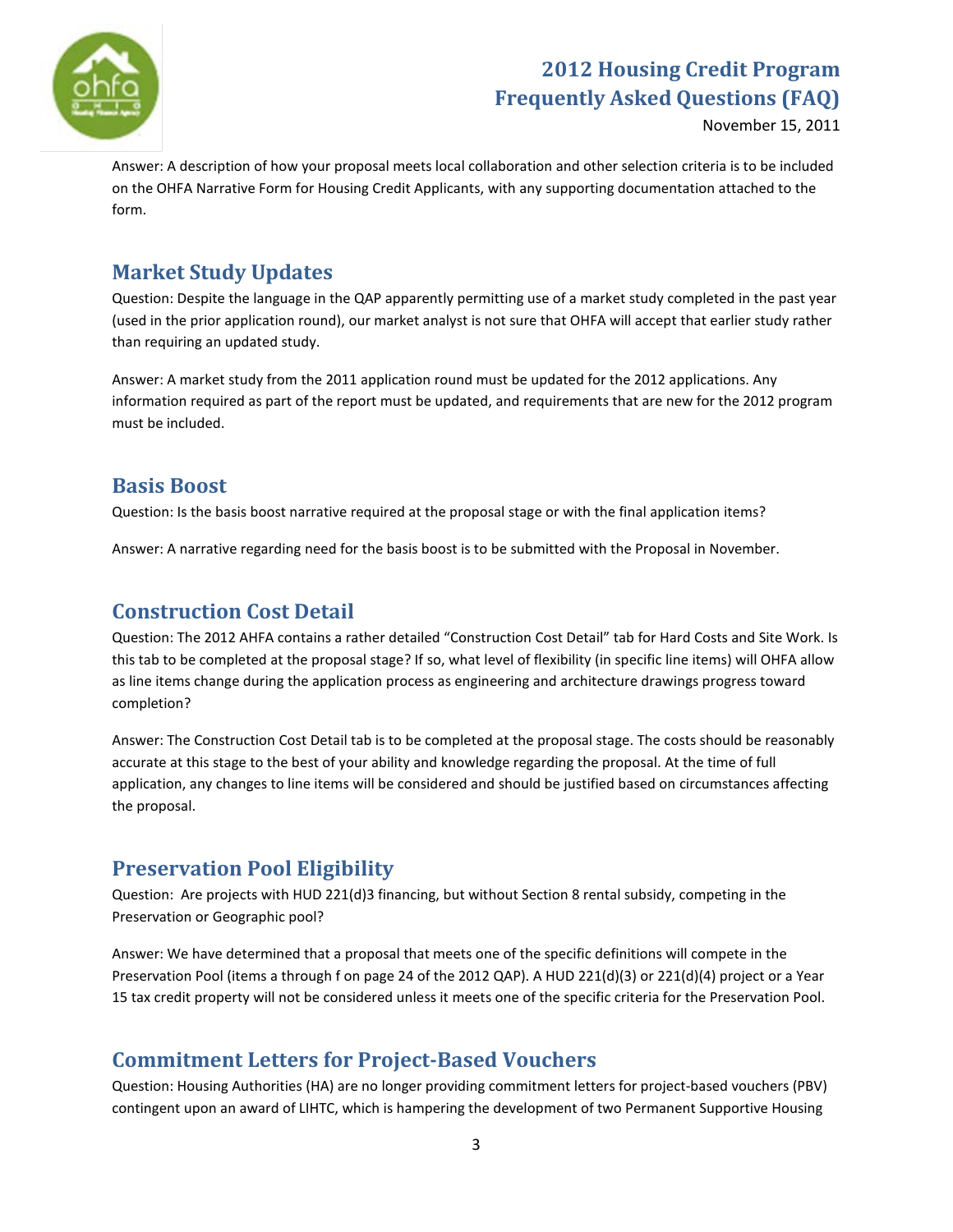Answer: A description of how your proposal meets local collaboration and other selection criteria is to be included on the OHFA Narrative Form for Housing Credit Applicants, with any supporting documentation attached to the form.

## Market Study Updates

Question: Despite the language in the QAP apparently permitting use of a market study completed in the past year (used in the prior application round), our market analyst is not sure that OHFA will accept that earlier study rather than requiring an updated study.

Answer: A market study from the 2011 application round must be updated for the 2012 applications. Any information required as part of the report must be updated, and requirements that are new for the 2012 program must be included.

## Basis Boost

Question: Is the basis boost narrative required at the proposal stage or with the final application items?

Answer: A narrative regarding need for the basis boost is to be submitted with the Proposal in November.

## Construction Cost Detail

Question: The 2012 AHFA contains a rather detailed "Construction Cost Detail" tab for Hard Costs and Site Work. Is this tab to be completed at the proposal stage? If so, what level of flexibility (in specific line items) will OHFA allow as line items change during the application process as engineering and architecture drawings progress toward completion?

Answer: The Construction Cost Detail tab is to be completed at the proposal stage. The costs should be reasonably accurate at this stage to the best of your ability and knowledge regarding the proposal. At the time of full application, any changes to line items will be considered and should be justified based on circumstances affecting the proposal.

## Preservation Pool Eligibility

Question: Are projects with HUD 221(d)3 financing, but without Section 8 rental subsidy, competing in the Preservation or Geographic pool?

Answer: We have determined that a proposal that meets one of the specific definitions will compete in the Preservation Pool (items a through f on page 24 of the 2012 QAP). A HUD 221(d)(3) or 221(d)(4) project or a Year 15 tax credit property will not be considered unless it meets one of the specific criteria for the Preservation Pool.

## Commitment Letters for Project-Based Vouchers

Question: Housing Authorities (HA) are no longer providing commitment letters for project-based vouchers (PBV) contingent upon an award of LIHTC, which is hampering the development of two Permanent Supportive Housing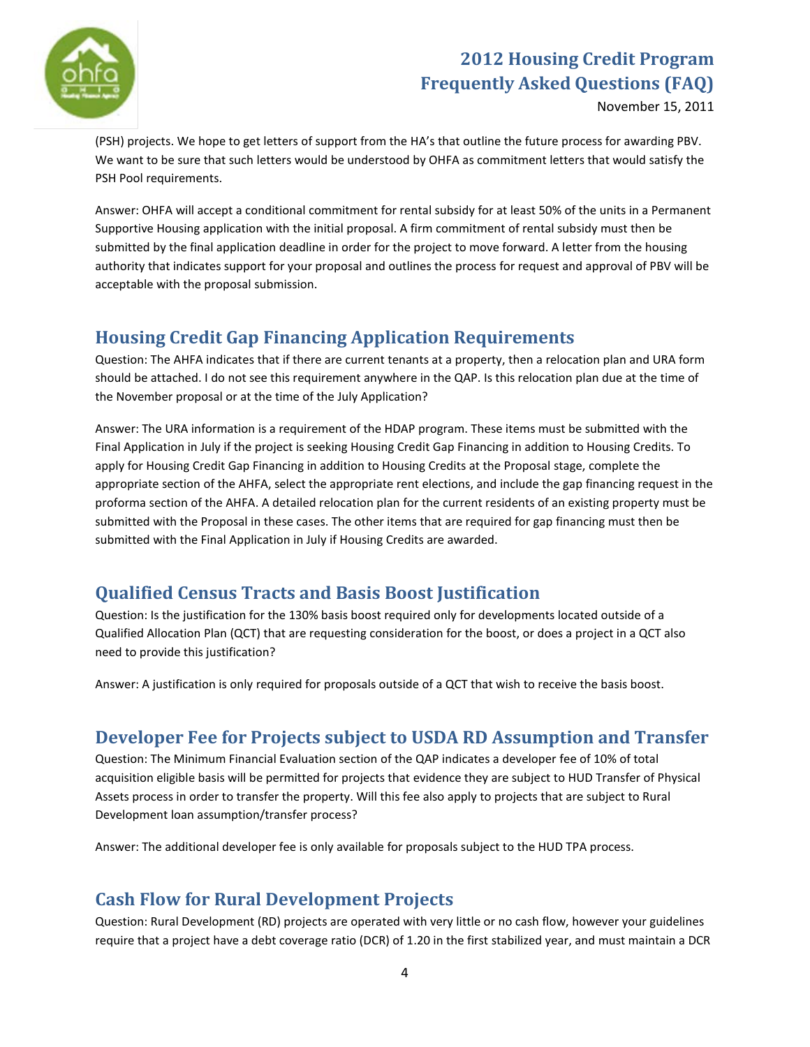(PSH) projects. We hope to get letters of support from the HA's that outline the future process for awarding PBV. We want to be sure that such letters would be understood by OHFA as commitment letters that would satisfy the PSH Pool requirements.

Answer: OHFA will accept a conditional commitment for rental subsidy for at least 50% of the units in a Permanent Supportive Housing application with the initial proposal. A firm commitment of rental subsidy must then be submitted by the final application deadline in order for the project to move forward. A letter from the housing authority that indicates support for your proposal and outlines the process for request and approval of PBV will be acceptable with the proposal submission.

## Housing Credit Gap Financing Application Requirements

Question: The AHFA indicates that if there are current tenants at a property, then a relocation plan and URA form should be attached. I do not see this requirement anywhere in the QAP. Is this relocation plan due at the time of the November proposal or at the time of the July Application?

Answer: The URA information is a requirement of the HDAP program. These items must be submitted with the Final Application in July if the project is seeking Housing Credit Gap Financing in addition to Housing Credits. To apply for Housing Credit Gap Financing in addition to Housing Credits at the Proposal stage, complete the appropriate section of the AHFA, select the appropriate rent elections, and include the gap financing request in the proforma section of the AHFA. A detailed relocation plan for the current residents of an existing property must be submitted with the Proposal in these cases. The other items that are required for gap financing must then be submitted with the Final Application in July if Housing Credits are awarded.

## Qualified Census Tracts and Basis Boost Justification

Question: Is the justification for the 130% basis boost required only for developments located outside of a Qualified Allocation Plan (QCT) that are requesting consideration for the boost, or does a project in a QCT also need to provide this justification?

Answer: A justification is only required for proposals outside of a QCT that wish to receive the basis boost.

## Developer Fee for Projects subject to USDA RD Assumption and Transfer

Question: The Minimum Financial Evaluation section of the QAP indicates a developer fee of 10% of total acquisition eligible basis will be permitted for projects that evidence they are subject to HUD Transfer of Physical Assets process in order to transfer the property. Will this fee also apply to projects that are subject to Rural Development loan assumption/transfer process?

Answer: The additional developer fee is only available for proposals subject to the HUD TPA process.

## Cash Flow for Rural Development Projects

Question: Rural Development (RD) projects are operated with very little or no cash flow, however your guidelines require that a project have a debt coverage ratio (DCR) of 1.20 in the first stabilized year, and must maintain a DCR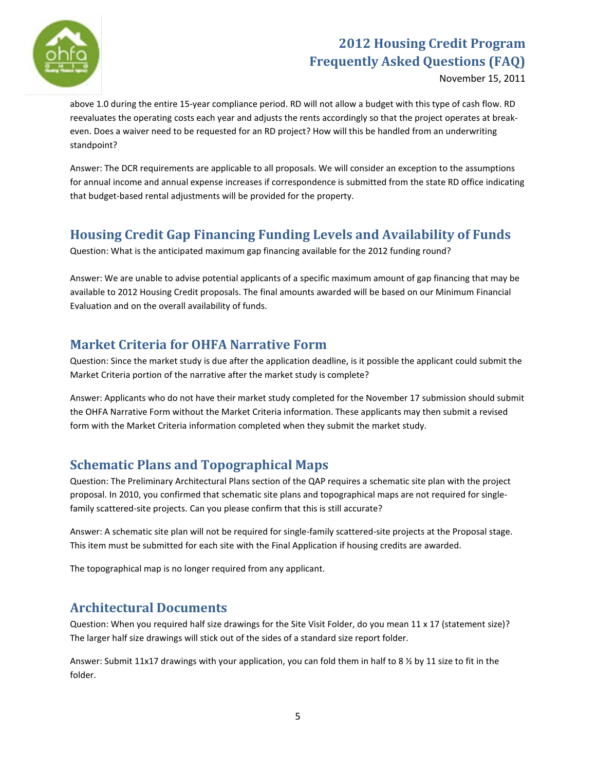above 1.0 during the entire 15-year compliance period. RD will not allow a budget with this type of cash flow. RD reevaluates the operating costs each year and adjusts the rents accordingly so that the project operates at break-even. Does a waiver need to be requested for an RD project? How will this be handled from an underwriting standpoint?

Answer: The DCR requirements are applicable to all proposals. We will consider an exception to the assumptions for annual income and annual expense increases if correspondence is submitted from the state RD office indicating that budget-based rental adjustments will be provided for the property.

## Housing Credit Gap Financing Funding Levels and Availability of Funds

Question: What is the anticipated maximum gap financing available for the 2012 funding round?

Answer: We are unable to advise potential applicants of a specific maximum amount of gap financing that may be available to 2012 Housing Credit proposals. The final amounts awarded will be based on our Minimum Financial Evaluation and on the overall availability of funds.

## Market Criteria for OHFA Narrative Form

Question: Since the market study is due after the application deadline, is it possible the applicant could submit the Market Criteria portion of the narrative after the market study is complete?

Answer: Applicants who do not have their market study completed for the November 17 submission should submit the OHFA Narrative Form without the Market Criteria information. These applicants may then submit a revised form with the Market Criteria information completed when they submit the market study.

## Schematic Plans and Topographical Maps

Question: The Preliminary Architectural Plans section of the QAP requires a schematic site plan with the project proposal. In 2010, you confirmed that schematic site plans and topographical maps are not required for single-family scattered-site projects. Can you please confirm that this is still accurate?

Answer: A schematic site plan will not be required for single-family scattered-site projects at the Proposal stage. This item must be submitted for each site with the Final Application if housing credits are awarded.

The topographical map is no longer required from any applicant.

## Architectural Documents

Question: When you required half size drawings for the Site Visit Folder, do you mean 11 x 17 (statement size)? The larger half size drawings will stick out of the sides of a standard size report folder.

Answer: Submit 11x17 drawings with your application, you can fold them in half to 8 ½ by 11 size to fit in the folder.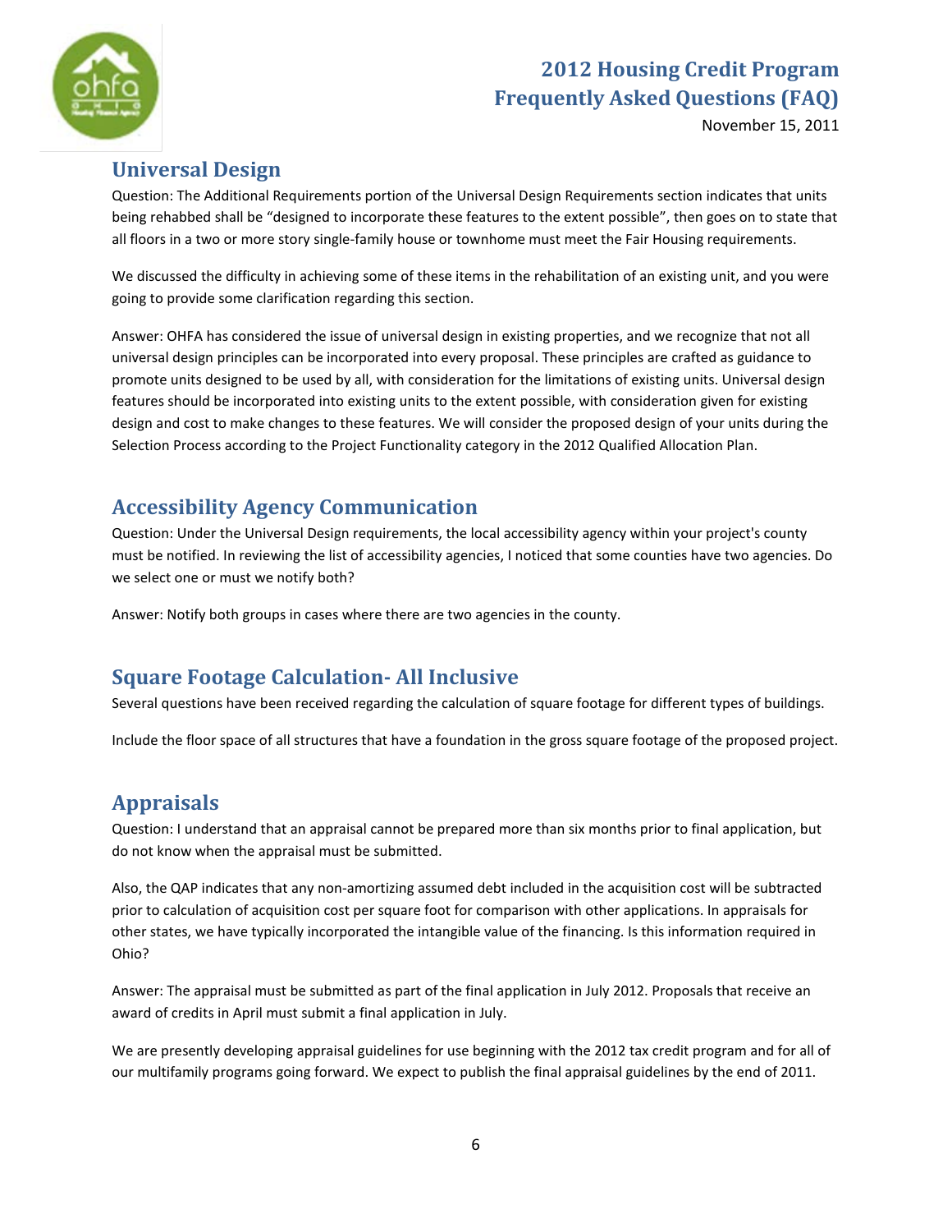## Universal Design

Question: The Additional Requirements portion of the Universal Design Requirements section indicates that units being rehabbed shall be "designed to incorporate these features to the extent possible", then goes on to state that all floors in a two or more story single-family house or townhome must meet the Fair Housing requirements.

We discussed the difficulty in achieving some of these items in the rehabilitation of an existing unit, and you were going to provide some clarification regarding this section.

Answer: OHFA has considered the issue of universal design in existing properties, and we recognize that not all universal design principles can be incorporated into every proposal. These principles are crafted as guidance to promote units designed to be used by all, with consideration for the limitations of existing units. Universal design features should be incorporated into existing units to the extent possible, with consideration given for existing design and cost to make changes to these features. We will consider the proposed design of your units during the Selection Process according to the Project Functionality category in the 2012 Qualified Allocation Plan.

## Accessibility Agency Communication

Question: Under the Universal Design requirements, the local accessibility agency within your project's county must be notified. In reviewing the list of accessibility agencies, I noticed that some counties have two agencies. Do we select one or must we notify both?

Answer: Notify both groups in cases where there are two agencies in the county.

## Square Footage Calculation- All Inclusive

Several questions have been received regarding the calculation of square footage for different types of buildings.

Include the floor space of all structures that have a foundation in the gross square footage of the proposed project.

## Appraisals

Question: I understand that an appraisal cannot be prepared more than six months prior to final application, but do not know when the appraisal must be submitted.

Also, the QAP indicates that any non-amortizing assumed debt included in the acquisition cost will be subtracted prior to calculation of acquisition cost per square foot for comparison with other applications. In appraisals for other states, we have typically incorporated the intangible value of the financing. Is this information required in Ohio?

Answer: The appraisal must be submitted as part of the final application in July 2012. Proposals that receive an award of credits in April must submit a final application in July.

We are presently developing appraisal guidelines for use beginning with the 2012 tax credit program and for all of our multifamily programs going forward. We expect to publish the final appraisal guidelines by the end of 2011.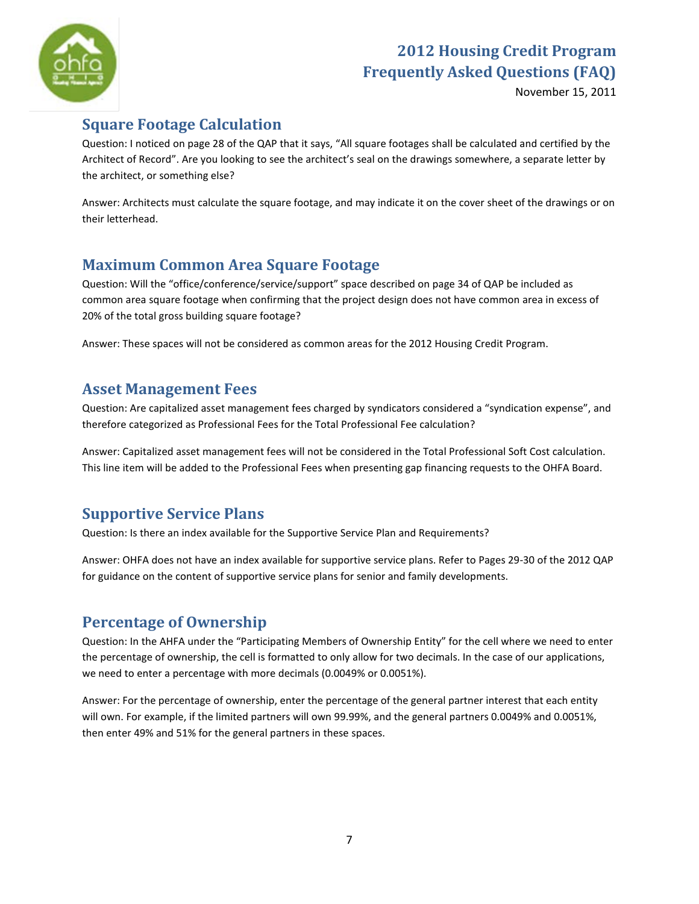## Square Footage Calculation

Question: I noticed on page 28 of the QAP that it says, "All square footages shall be calculated and certified by the Architect of Record". Are you looking to see the architect's seal on the drawings somewhere, a separate letter by the architect, or something else?

Answer: Architects must calculate the square footage, and may indicate it on the cover sheet of the drawings or on their letterhead.

## Maximum Common Area Square Footage

Question: Will the "office/conference/service/support" space described on page 34 of QAP be included as common area square footage when confirming that the project design does not have common area in excess of 20% of the total gross building square footage?

Answer: These spaces will not be considered as common areas for the 2012 Housing Credit Program.

## Asset Management Fees

Question: Are capitalized asset management fees charged by syndicators considered a "syndication expense", and therefore categorized as Professional Fees for the Total Professional Fee calculation?

Answer: Capitalized asset management fees will not be considered in the Total Professional Soft Cost calculation. This line item will be added to the Professional Fees when presenting gap financing requests to the OHFA Board.

## Supportive Service Plans

Question: Is there an index available for the Supportive Service Plan and Requirements?

Answer: OHFA does not have an index available for supportive service plans. Refer to Pages 29-30 of the 2012 QAP for guidance on the content of supportive service plans for senior and family developments.

## Percentage of Ownership

Question: In the AHFA under the "Participating Members of Ownership Entity" for the cell where we need to enter the percentage of ownership, the cell is formatted to only allow for two decimals. In the case of our applications, we need to enter a percentage with more decimals (0.0049% or 0.0051%).

Answer: For the percentage of ownership, enter the percentage of the general partner interest that each entity will own. For example, if the limited partners will own 99.99%, and the general partners 0.0049% and 0.0051%, then enter 49% and 51% for the general partners in these spaces.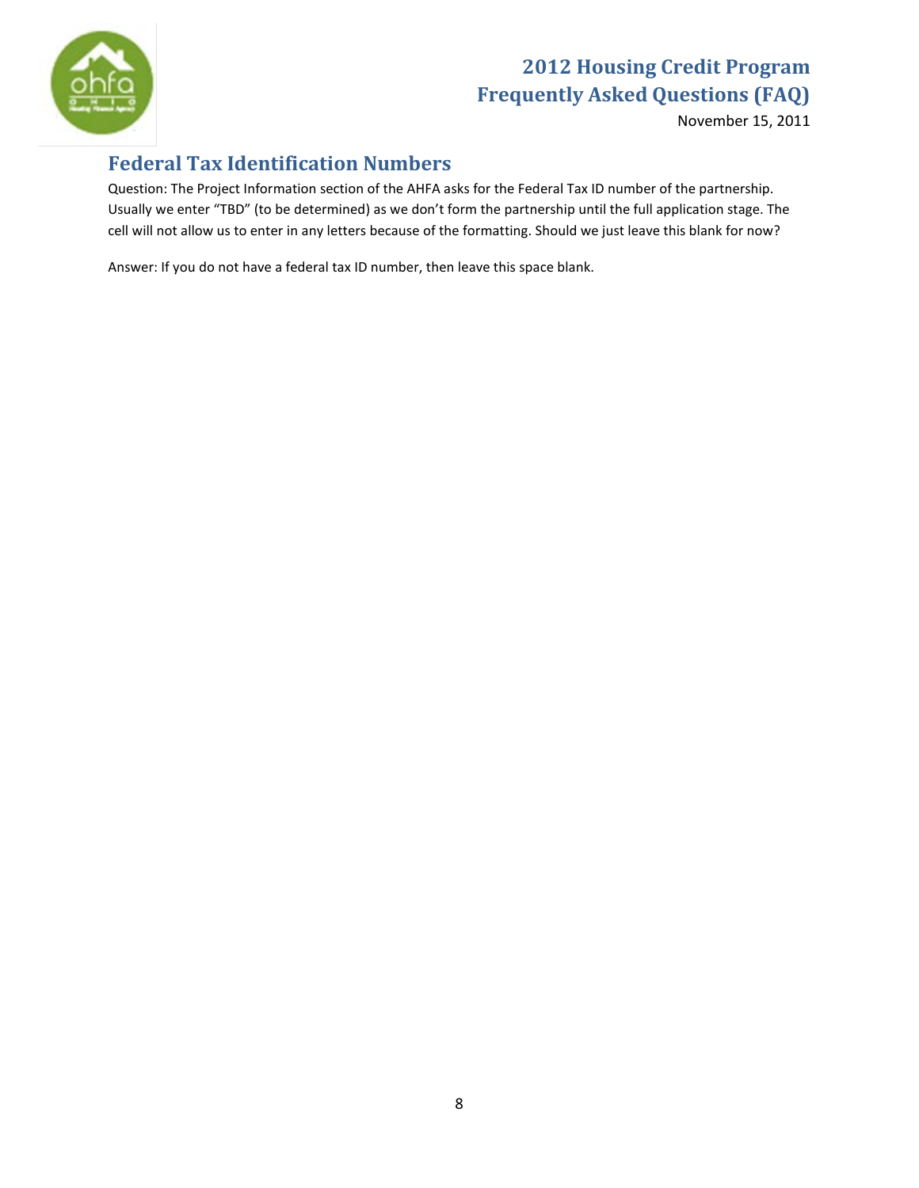## Federal Tax Identification Numbers

Question: The Project Information section of the AHFA asks for the Federal Tax ID number of the partnership. Usually we enter "TBD" (to be determined) as we don't form the partnership until the full application stage. The cell will not allow us to enter in any letters because of the formatting. Should we just leave this blank for now?

Answer: If you do not have a federal tax ID number, then leave this space blank.